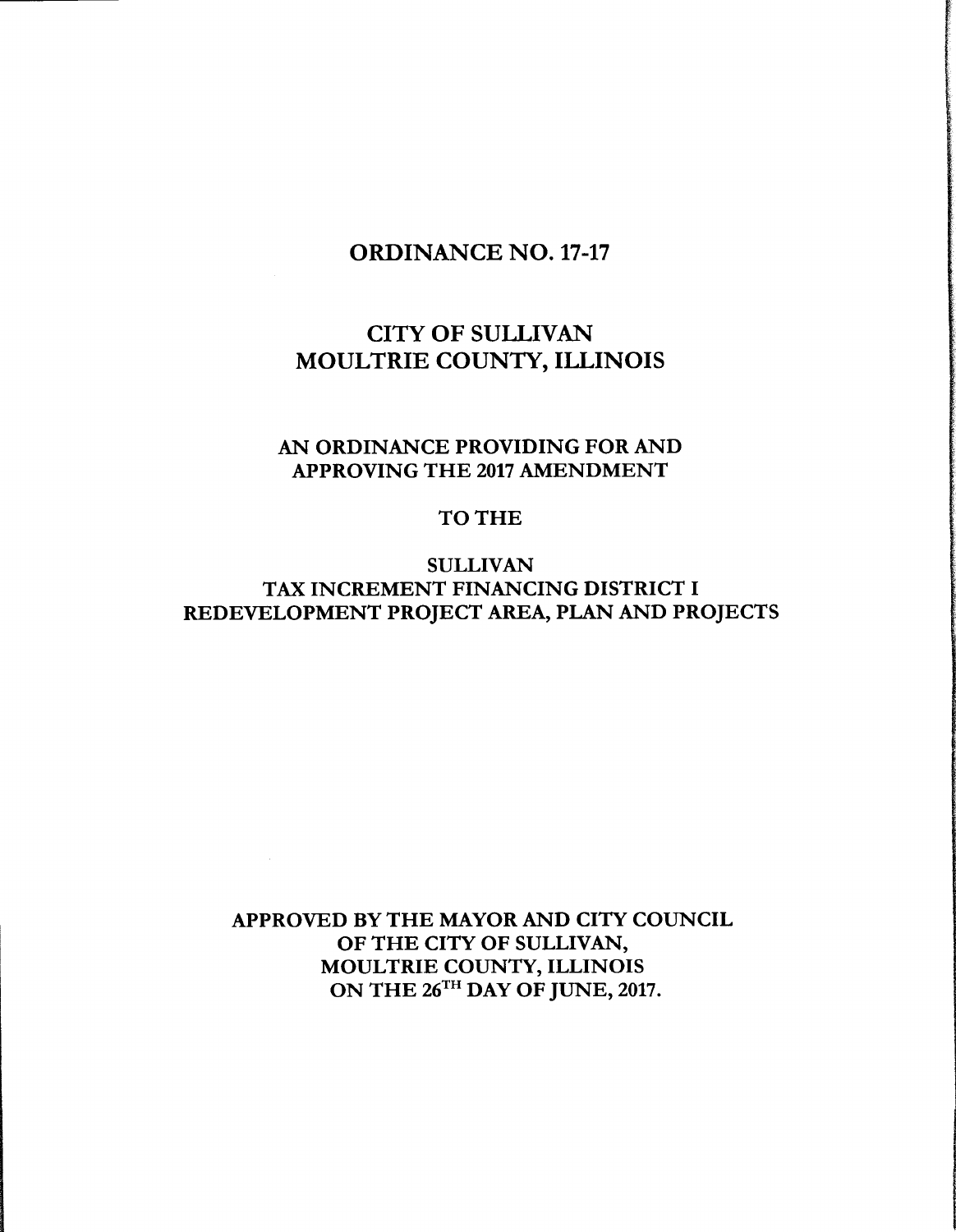# ORDINANCE NO. 17-17

## CITY OF SULLIVAN
## MOULTRIE COUNTY, ILLINOIS

### AN ORDINANCE PROVIDING FOR AND APPROVING THE 2017 AMENDMENT

### TO THE

### SULLIVAN TAX INCREMENT FINANCING DISTRICT I REDEVELOPMENT PROJECT AREA, PLAN AND PROJECTS

**APPROVED BY THE MAYOR AND CITY COUNCIL OF THE CITY OF SULLIVAN, MOULTRIE COUNTY, ILLINOIS ON THE 26TH DAY OF JUNE, 2017.**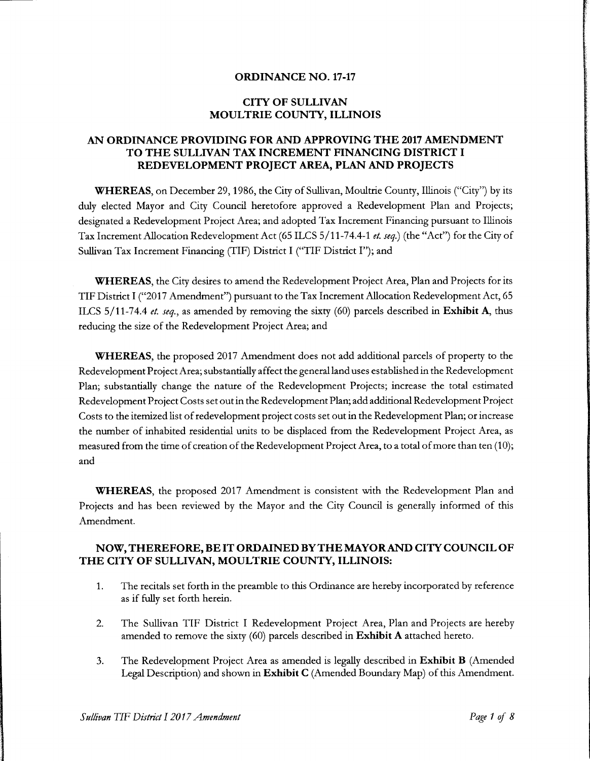**ORDINANCE NO. 17-17**

**CITY OF SULLIVAN**
**MOULTRIE COUNTY, ILLINOIS**

**AN ORDINANCE PROVIDING FOR AND APPROVING THE 2017 AMENDMENT TO THE SULLIVAN TAX INCREMENT FINANCING DISTRICT I REDEVELOPMENT PROJECT AREA, PLAN AND PROJECTS**

**WHEREAS**, on December 29, 1986, the City of Sullivan, Moultrie County, Illinois ("City") by its duly elected Mayor and City Council heretofore approved a Redevelopment Plan and Projects; designated a Redevelopment Project Area; and adopted Tax Increment Financing pursuant to Illinois Tax Increment Allocation Redevelopment Act (65 ILCS 5/11-74.4-1 *et. seq.*) (the "Act") for the City of Sullivan Tax Increment Financing (TIF) District I ("TIF District I"); and

**WHEREAS**, the City desires to amend the Redevelopment Project Area, Plan and Projects for its TIF District I ("2017 Amendment") pursuant to the Tax Increment Allocation Redevelopment Act, 65 ILCS 5/11-74.4 *et. seq.*, as amended by removing the sixty (60) parcels described in **Exhibit A**, thus reducing the size of the Redevelopment Project Area; and

**WHEREAS**, the proposed 2017 Amendment does not add additional parcels of property to the Redevelopment Project Area; substantially affect the general land uses established in the Redevelopment Plan; substantially change the nature of the Redevelopment Projects; increase the total estimated Redevelopment Project Costs set out in the Redevelopment Plan; add additional Redevelopment Project Costs to the itemized list of redevelopment project costs set out in the Redevelopment Plan; or increase the number of inhabited residential units to be displaced from the Redevelopment Project Area, as measured from the time of creation of the Redevelopment Project Area, to a total of more than ten (10); and

**WHEREAS**, the proposed 2017 Amendment is consistent with the Redevelopment Plan and Projects and has been reviewed by the Mayor and the City Council is generally informed of this Amendment.

**NOW, THEREFORE, BE IT ORDAINED BY THE MAYOR AND CITY COUNCIL OF THE CITY OF SULLIVAN, MOULTRIE COUNTY, ILLINOIS:**

1. The recitals set forth in the preamble to this Ordinance are hereby incorporated by reference as if fully set forth herein.

2. The Sullivan TIF District I Redevelopment Project Area, Plan and Projects are hereby amended to remove the sixty (60) parcels described in **Exhibit A** attached hereto.

3. The Redevelopment Project Area as amended is legally described in **Exhibit B** (Amended Legal Description) and shown in **Exhibit C** (Amended Boundary Map) of this Amendment.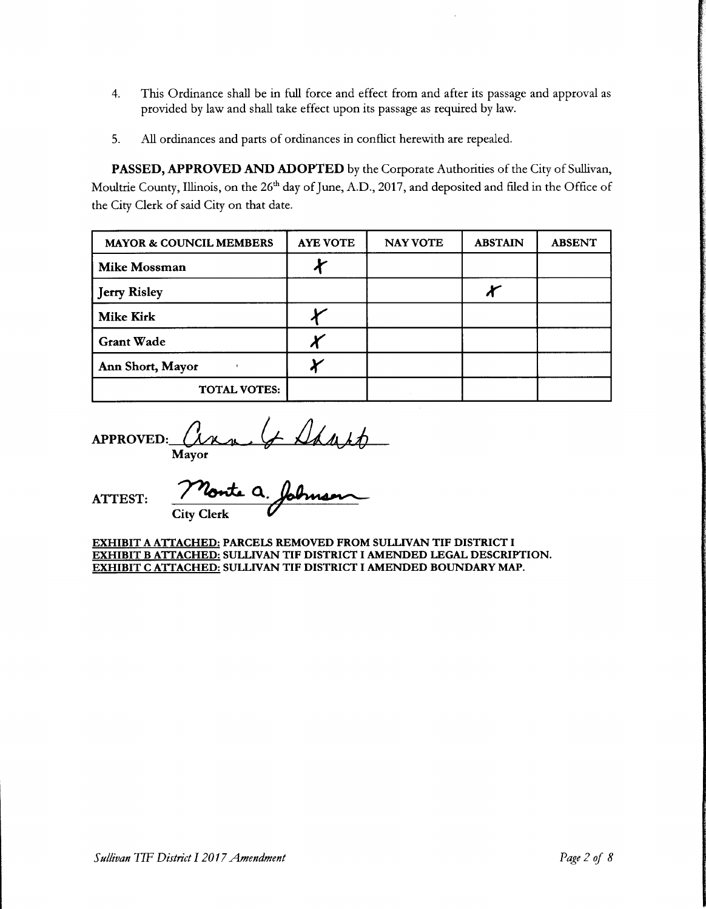4. This Ordinance shall be in full force and effect from and after its passage and approval as provided by law and shall take effect upon its passage as required by law.

5. All ordinances and parts of ordinances in conflict herewith are repealed.

**PASSED, APPROVED AND ADOPTED** by the Corporate Authorities of the City of Sullivan, Moultrie County, Illinois, on the 26th day of June, A.D., 2017, and deposited and filed in the Office of the City Clerk of said City on that date.

| MAYOR & COUNCIL MEMBERS | AYE VOTE | NAY VOTE | ABSTAIN | ABSENT |
|---|---|---|---|---|
| **Mike Mossman** | X | | | |
| **Jerry Risley** | | | X | |
| **Mike Kirk** | X | | | |
| **Grant Wade** | X | | | |
| **Ann Short, Mayor** | X | | | |
| **TOTAL VOTES:** | | | | |

**APPROVED:** Ann G Short
**Mayor**

**ATTEST:** Monte a. Johnson
**City Clerk**

**EXHIBIT A ATTACHED: PARCELS REMOVED FROM SULLIVAN TIF DISTRICT I**
**EXHIBIT B ATTACHED: SULLIVAN TIF DISTRICT I AMENDED LEGAL DESCRIPTION.**
**EXHIBIT C ATTACHED: SULLIVAN TIF DISTRICT I AMENDED BOUNDARY MAP.**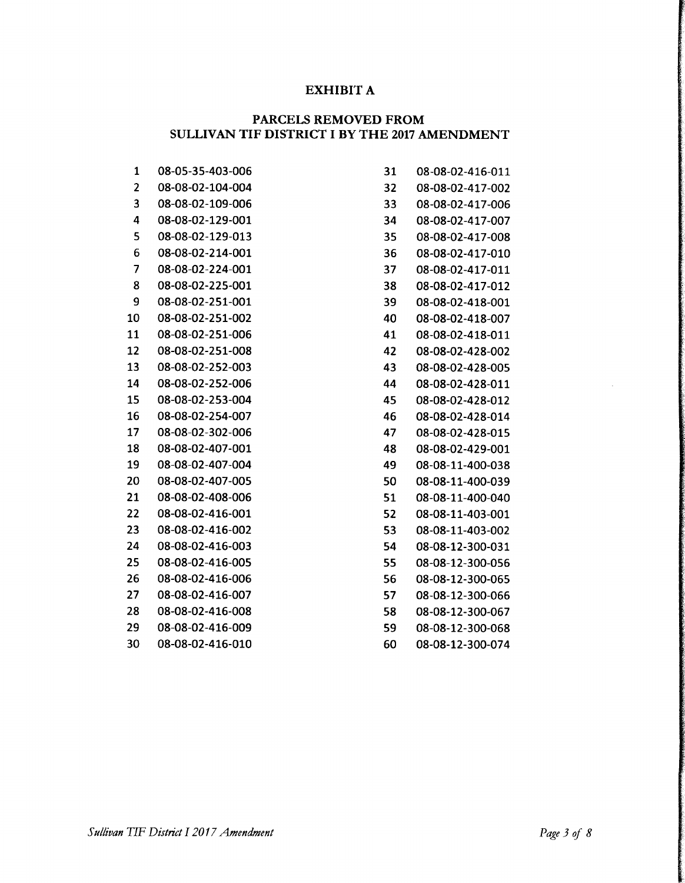# EXHIBIT A

## PARCELS REMOVED FROM SULLIVAN TIF DISTRICT I BY THE 2017 AMENDMENT

| | | | |
|---|---|---|---|
| 1 | 08-05-35-403-006 | 31 | 08-08-02-416-011 |
| 2 | 08-08-02-104-004 | 32 | 08-08-02-417-002 |
| 3 | 08-08-02-109-006 | 33 | 08-08-02-417-006 |
| 4 | 08-08-02-129-001 | 34 | 08-08-02-417-007 |
| 5 | 08-08-02-129-013 | 35 | 08-08-02-417-008 |
| 6 | 08-08-02-214-001 | 36 | 08-08-02-417-010 |
| 7 | 08-08-02-224-001 | 37 | 08-08-02-417-011 |
| 8 | 08-08-02-225-001 | 38 | 08-08-02-417-012 |
| 9 | 08-08-02-251-001 | 39 | 08-08-02-418-001 |
| 10 | 08-08-02-251-002 | 40 | 08-08-02-418-007 |
| 11 | 08-08-02-251-006 | 41 | 08-08-02-418-011 |
| 12 | 08-08-02-251-008 | 42 | 08-08-02-428-002 |
| 13 | 08-08-02-252-003 | 43 | 08-08-02-428-005 |
| 14 | 08-08-02-252-006 | 44 | 08-08-02-428-011 |
| 15 | 08-08-02-253-004 | 45 | 08-08-02-428-012 |
| 16 | 08-08-02-254-007 | 46 | 08-08-02-428-014 |
| 17 | 08-08-02-302-006 | 47 | 08-08-02-428-015 |
| 18 | 08-08-02-407-001 | 48 | 08-08-02-429-001 |
| 19 | 08-08-02-407-004 | 49 | 08-08-11-400-038 |
| 20 | 08-08-02-407-005 | 50 | 08-08-11-400-039 |
| 21 | 08-08-02-408-006 | 51 | 08-08-11-400-040 |
| 22 | 08-08-02-416-001 | 52 | 08-08-11-403-001 |
| 23 | 08-08-02-416-002 | 53 | 08-08-11-403-002 |
| 24 | 08-08-02-416-003 | 54 | 08-08-12-300-031 |
| 25 | 08-08-02-416-005 | 55 | 08-08-12-300-056 |
| 26 | 08-08-02-416-006 | 56 | 08-08-12-300-065 |
| 27 | 08-08-02-416-007 | 57 | 08-08-12-300-066 |
| 28 | 08-08-02-416-008 | 58 | 08-08-12-300-067 |
| 29 | 08-08-02-416-009 | 59 | 08-08-12-300-068 |
| 30 | 08-08-02-416-010 | 60 | 08-08-12-300-074 |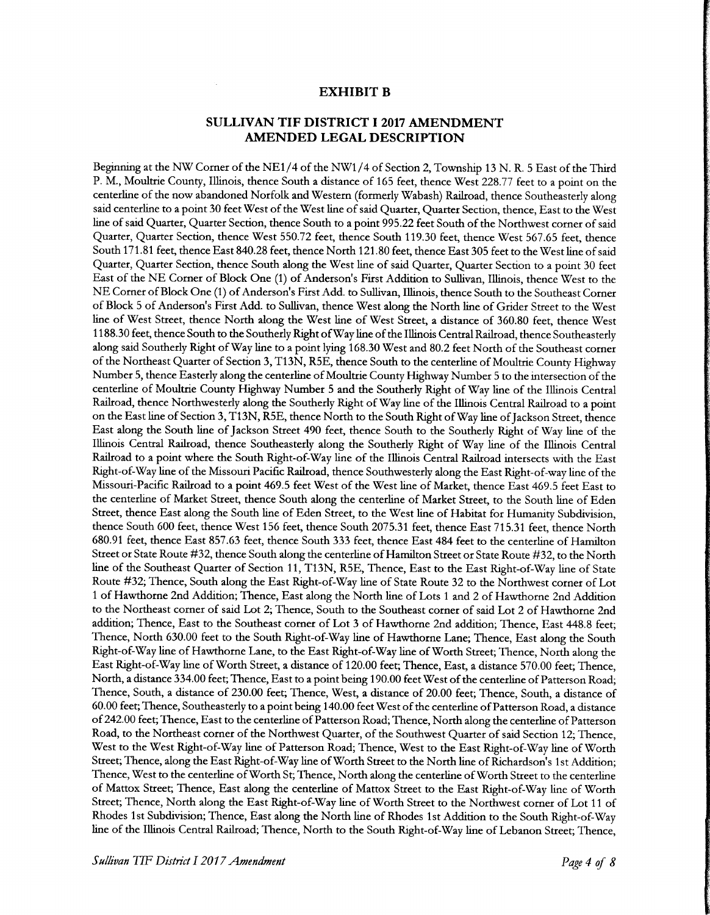# EXHIBIT B

## SULLIVAN TIF DISTRICT I 2017 AMENDMENT AMENDED LEGAL DESCRIPTION

Beginning at the NW Corner of the NE1/4 of the NW1/4 of Section 2, Township 13 N. R. 5 East of the Third P. M., Moultrie County, Illinois, thence South a distance of 165 feet, thence West 228.77 feet to a point on the centerline of the now abandoned Norfolk and Western (formerly Wabash) Railroad, thence Southeasterly along said centerline to a point 30 feet West of the West line of said Quarter, Quarter Section, thence, East to the West line of said Quarter, Quarter Section, thence South to a point 995.22 feet South of the Northwest corner of said Quarter, Quarter Section, thence West 550.72 feet, thence South 119.30 feet, thence West 567.65 feet, thence South 171.81 feet, thence East 840.28 feet, thence North 121.80 feet, thence East 305 feet to the West line of said Quarter, Quarter Section, thence South along the West line of said Quarter, Quarter Section to a point 30 feet East of the NE Corner of Block One (1) of Anderson's First Addition to Sullivan, Illinois, thence West to the NE Corner of Block One (1) of Anderson's First Add. to Sullivan, Illinois, thence South to the Southeast Corner of Block 5 of Anderson's First Add. to Sullivan, thence West along the North line of Grider Street to the West line of West Street, thence North along the West line of West Street, a distance of 360.80 feet, thence West 1188.30 feet, thence South to the Southerly Right of Way line of the Illinois Central Railroad, thence Southeasterly along said Southerly Right of Way line to a point lying 168.30 West and 80.2 feet North of the Southeast corner of the Northeast Quarter of Section 3, T13N, R5E, thence South to the centerline of Moultrie County Highway Number 5, thence Easterly along the centerline of Moultrie County Highway Number 5 to the intersection of the centerline of Moultrie County Highway Number 5 and the Southerly Right of Way line of the Illinois Central Railroad, thence Northwesterly along the Southerly Right of Way line of the Illinois Central Railroad to a point on the East line of Section 3, T13N, R5E, thence North to the South Right of Way line of Jackson Street, thence East along the South line of Jackson Street 490 feet, thence South to the Southerly Right of Way line of the Illinois Central Railroad, thence Southeasterly along the Southerly Right of Way line of the Illinois Central Railroad to a point where the South Right-of-Way line of the Illinois Central Railroad intersects with the East Right-of-Way line of the Missouri Pacific Railroad, thence Southwesterly along the East Right-of-way line of the Missouri-Pacific Railroad to a point 469.5 feet West of the West line of Market, thence East 469.5 feet East to the centerline of Market Street, thence South along the centerline of Market Street, to the South line of Eden Street, thence East along the South line of Eden Street, to the West line of Habitat for Humanity Subdivision, thence South 600 feet, thence West 156 feet, thence South 2075.31 feet, thence East 715.31 feet, thence North 680.91 feet, thence East 857.63 feet, thence South 333 feet, thence East 484 feet to the centerline of Hamilton Street or State Route #32, thence South along the centerline of Hamilton Street or State Route #32, to the North line of the Southeast Quarter of Section 11, T13N, R5E, Thence, East to the East Right-of-Way line of State Route #32; Thence, South along the East Right-of-Way line of State Route 32 to the Northwest corner of Lot 1 of Hawthorne 2nd Addition; Thence, East along the North line of Lots 1 and 2 of Hawthorne 2nd Addition to the Northeast corner of said Lot 2; Thence, South to the Southeast corner of said Lot 2 of Hawthorne 2nd addition; Thence, East to the Southeast corner of Lot 3 of Hawthorne 2nd addition; Thence, East 448.8 feet; Thence, North 630.00 feet to the South Right-of-Way line of Hawthorne Lane; Thence, East along the South Right-of-Way line of Hawthorne Lane, to the East Right-of-Way line of Worth Street; Thence, North along the East Right-of-Way line of Worth Street, a distance of 120.00 feet; Thence, East, a distance 570.00 feet; Thence, North, a distance 334.00 feet; Thence, East to a point being 190.00 feet West of the centerline of Patterson Road; Thence, South, a distance of 230.00 feet; Thence, West, a distance of 20.00 feet; Thence, South, a distance of 60.00 feet; Thence, Southeasterly to a point being 140.00 feet West of the centerline of Patterson Road, a distance of 242.00 feet; Thence, East to the centerline of Patterson Road; Thence, North along the centerline of Patterson Road, to the Northeast corner of the Northwest Quarter, of the Southwest Quarter of said Section 12; Thence, West to the West Right-of-Way line of Patterson Road; Thence, West to the East Right-of-Way line of Worth Street; Thence, along the East Right-of-Way line of Worth Street to the North line of Richardson's 1st Addition; Thence, West to the centerline of Worth St; Thence, North along the centerline of Worth Street to the centerline of Mattox Street; Thence, East along the centerline of Mattox Street to the East Right-of-Way line of Worth Street; Thence, North along the East Right-of-Way line of Worth Street to the Northwest corner of Lot 11 of Rhodes 1st Subdivision; Thence, East along the North line of Rhodes 1st Addition to the South Right-of-Way line of the Illinois Central Railroad; Thence, North to the South Right-of-Way line of Lebanon Street; Thence,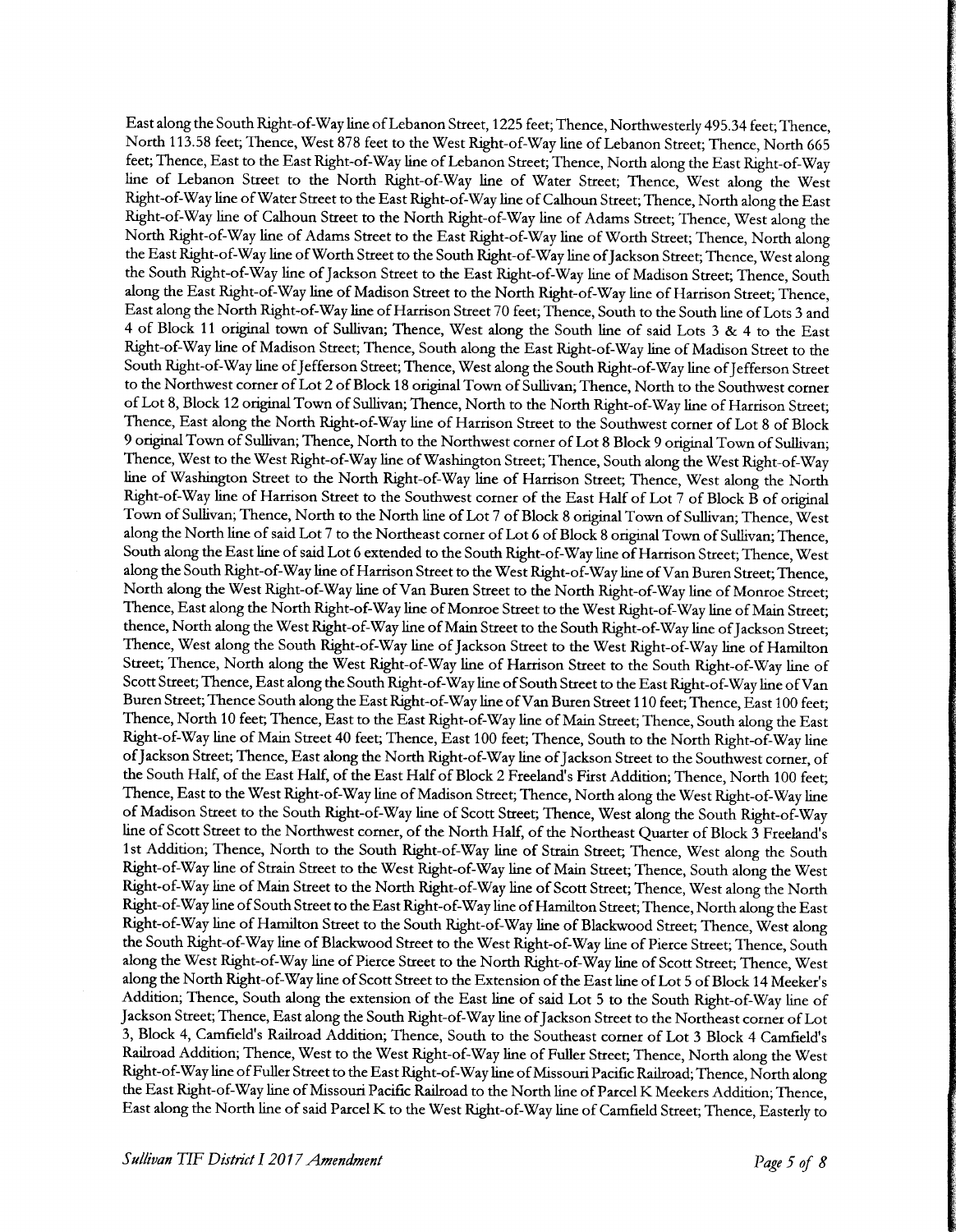East along the South Right-of-Way line of Lebanon Street, 1225 feet; Thence, Northwesterly 495.34 feet; Thence, North 113.58 feet; Thence, West 878 feet to the West Right-of-Way line of Lebanon Street; Thence, North 665 feet; Thence, East to the East Right-of-Way line of Lebanon Street; Thence, North along the East Right-of-Way line of Lebanon Street to the North Right-of-Way line of Water Street; Thence, West along the West Right-of-Way line of Water Street to the East Right-of-Way line of Calhoun Street; Thence, North along the East Right-of-Way line of Calhoun Street to the North Right-of-Way line of Adams Street; Thence, West along the North Right-of-Way line of Adams Street to the East Right-of-Way line of Worth Street; Thence, North along the East Right-of-Way line of Worth Street to the South Right-of-Way line of Jackson Street; Thence, West along the South Right-of-Way line of Jackson Street to the East Right-of-Way line of Madison Street; Thence, South along the East Right-of-Way line of Madison Street to the North Right-of-Way line of Harrison Street; Thence, East along the North Right-of-Way line of Harrison Street 70 feet; Thence, South to the South line of Lots 3 and 4 of Block 11 original town of Sullivan; Thence, West along the South line of said Lots 3 & 4 to the East Right-of-Way line of Madison Street; Thence, South along the East Right-of-Way line of Madison Street to the South Right-of-Way line of Jefferson Street; Thence, West along the South Right-of-Way line of Jefferson Street to the Northwest corner of Lot 2 of Block 18 original Town of Sullivan; Thence, North to the Southwest corner of Lot 8, Block 12 original Town of Sullivan; Thence, North to the North Right-of-Way line of Harrison Street; Thence, East along the North Right-of-Way line of Harrison Street to the Southwest corner of Lot 8 of Block 9 original Town of Sullivan; Thence, North to the Northwest corner of Lot 8 Block 9 original Town of Sullivan; Thence, West to the West Right-of-Way line of Washington Street; Thence, South along the West Right-of-Way line of Washington Street to the North Right-of-Way line of Harrison Street; Thence, West along the North Right-of-Way line of Harrison Street to the Southwest corner of the East Half of Lot 7 of Block B of original Town of Sullivan; Thence, North to the North line of Lot 7 of Block 8 original Town of Sullivan; Thence, West along the North line of said Lot 7 to the Northeast corner of Lot 6 of Block 8 original Town of Sullivan; Thence, South along the East line of said Lot 6 extended to the South Right-of-Way line of Harrison Street; Thence, West along the South Right-of-Way line of Harrison Street to the West Right-of-Way line of Van Buren Street; Thence, North along the West Right-of-Way line of Van Buren Street to the North Right-of-Way line of Monroe Street; Thence, East along the North Right-of-Way line of Monroe Street to the West Right-of-Way line of Main Street; thence, North along the West Right-of-Way line of Main Street to the South Right-of-Way line of Jackson Street; Thence, West along the South Right-of-Way line of Jackson Street to the West Right-of-Way line of Hamilton Street; Thence, North along the West Right-of-Way line of Harrison Street to the South Right-of-Way line of Scott Street; Thence, East along the South Right-of-Way line of South Street to the East Right-of-Way line of Van Buren Street; Thence South along the East Right-of-Way line of Van Buren Street 110 feet; Thence, East 100 feet; Thence, North 10 feet; Thence, East to the East Right-of-Way line of Main Street; Thence, South along the East Right-of-Way line of Main Street 40 feet; Thence, East 100 feet; Thence, South to the North Right-of-Way line of Jackson Street; Thence, East along the North Right-of-Way line of Jackson Street to the Southwest corner, of the South Half, of the East Half, of the East Half of Block 2 Freeland's First Addition; Thence, North 100 feet; Thence, East to the West Right-of-Way line of Madison Street; Thence, North along the West Right-of-Way line of Madison Street to the South Right-of-Way line of Scott Street; Thence, West along the South Right-of-Way line of Scott Street to the Northwest corner, of the North Half, of the Northeast Quarter of Block 3 Freeland's 1st Addition; Thence, North to the South Right-of-Way line of Strain Street; Thence, West along the South Right-of-Way line of Strain Street to the West Right-of-Way line of Main Street; Thence, South along the West Right-of-Way line of Main Street to the North Right-of-Way line of Scott Street; Thence, West along the North Right-of-Way line of South Street to the East Right-of-Way line of Hamilton Street; Thence, North along the East Right-of-Way line of Hamilton Street to the South Right-of-Way line of Blackwood Street; Thence, West along the South Right-of-Way line of Blackwood Street to the West Right-of-Way line of Pierce Street; Thence, South along the West Right-of-Way line of Pierce Street to the North Right-of-Way line of Scott Street; Thence, West along the North Right-of-Way line of Scott Street to the Extension of the East line of Lot 5 of Block 14 Meeker's Addition; Thence, South along the extension of the East line of said Lot 5 to the South Right-of-Way line of Jackson Street; Thence, East along the South Right-of-Way line of Jackson Street to the Northeast corner of Lot 3, Block 4, Camfield's Railroad Addition; Thence, South to the Southeast corner of Lot 3 Block 4 Camfield's Railroad Addition; Thence, West to the West Right-of-Way line of Fuller Street; Thence, North along the West Right-of-Way line of Fuller Street to the East Right-of-Way line of Missouri Pacific Railroad; Thence, North along the East Right-of-Way line of Missouri Pacific Railroad to the North line of Parcel K Meekers Addition; Thence, East along the North line of said Parcel K to the West Right-of-Way line of Camfield Street; Thence, Easterly to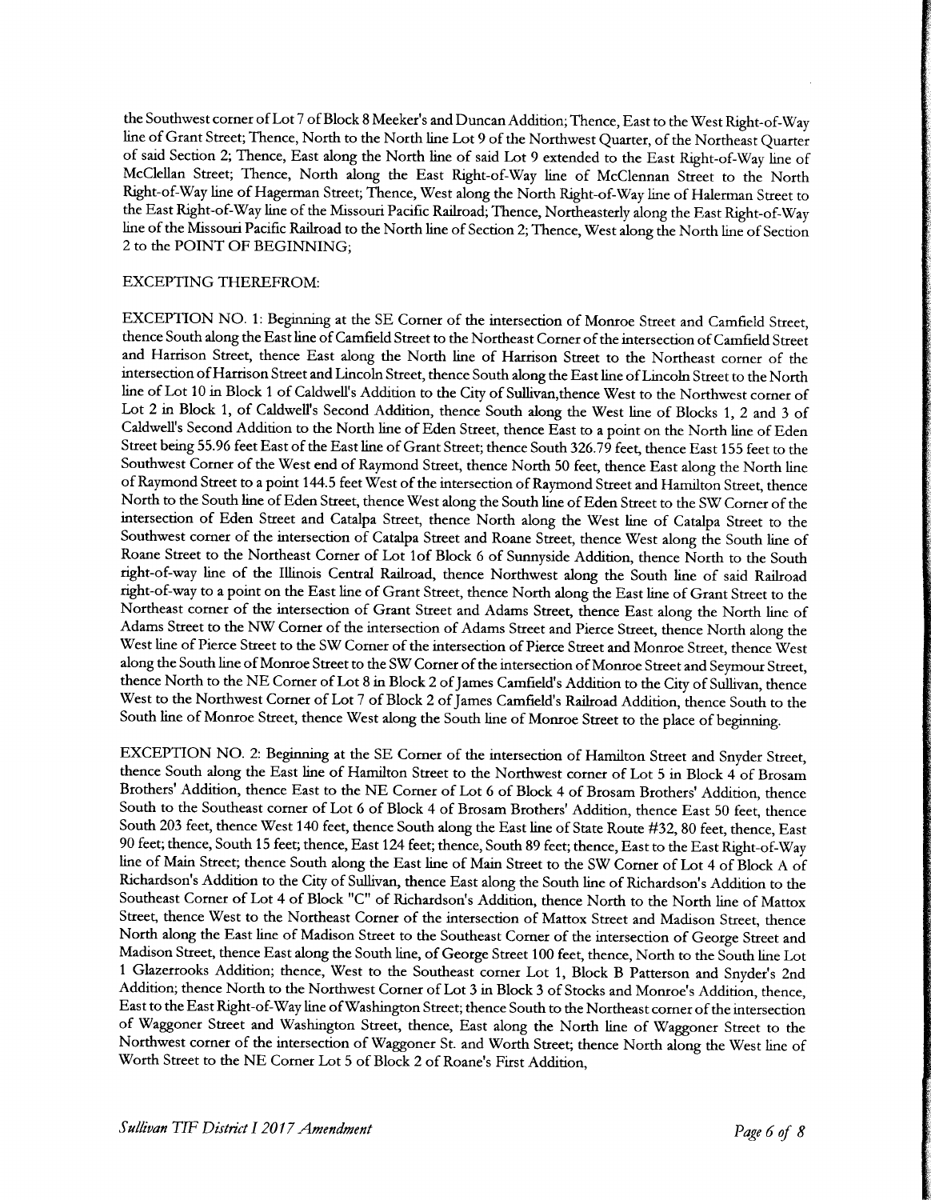the Southwest corner of Lot 7 of Block 8 Meeker's and Duncan Addition; Thence, East to the West Right-of-Way line of Grant Street; Thence, North to the North line Lot 9 of the Northwest Quarter, of the Northeast Quarter of said Section 2; Thence, East along the North line of said Lot 9 extended to the East Right-of-Way line of McClellan Street; Thence, North along the East Right-of-Way line of McClennan Street to the North Right-of-Way line of Hagerman Street; Thence, West along the North Right-of-Way line of Halerman Street to the East Right-of-Way line of the Missouri Pacific Railroad; Thence, Northeasterly along the East Right-of-Way line of the Missouri Pacific Railroad to the North line of Section 2; Thence, West along the North line of Section 2 to the POINT OF BEGINNING;

EXCEPTING THEREFROM:

EXCEPTION NO. 1: Beginning at the SE Corner of the intersection of Monroe Street and Camfield Street, thence South along the East line of Camfield Street to the Northeast Corner of the intersection of Camfield Street and Harrison Street, thence East along the North line of Harrison Street to the Northeast corner of the intersection of Harrison Street and Lincoln Street, thence South along the East line of Lincoln Street to the North line of Lot 10 in Block 1 of Caldwell's Addition to the City of Sullivan,thence West to the Northwest corner of Lot 2 in Block 1, of Caldwell's Second Addition, thence South along the West line of Blocks 1, 2 and 3 of Caldwell's Second Addition to the North line of Eden Street, thence East to a point on the North line of Eden Street being 55.96 feet East of the East line of Grant Street; thence South 326.79 feet, thence East 155 feet to the Southwest Corner of the West end of Raymond Street, thence North 50 feet, thence East along the North line of Raymond Street to a point 144.5 feet West of the intersection of Raymond Street and Hamilton Street, thence North to the South line of Eden Street, thence West along the South line of Eden Street to the SW Corner of the intersection of Eden Street and Catalpa Street, thence North along the West line of Catalpa Street to the Southwest corner of the intersection of Catalpa Street and Roane Street, thence West along the South line of Roane Street to the Northeast Corner of Lot 1of Block 6 of Sunnyside Addition, thence North to the South right-of-way line of the Illinois Central Railroad, thence Northwest along the South line of said Railroad right-of-way to a point on the East line of Grant Street, thence North along the East line of Grant Street to the Northeast corner of the intersection of Grant Street and Adams Street, thence East along the North line of Adams Street to the NW Corner of the intersection of Adams Street and Pierce Street, thence North along the West line of Pierce Street to the SW Corner of the intersection of Pierce Street and Monroe Street, thence West along the South line of Monroe Street to the SW Corner of the intersection of Monroe Street and Seymour Street, thence North to the NE Corner of Lot 8 in Block 2 of James Camfield's Addition to the City of Sullivan, thence West to the Northwest Corner of Lot 7 of Block 2 of James Camfield's Railroad Addition, thence South to the South line of Monroe Street, thence West along the South line of Monroe Street to the place of beginning.

EXCEPTION NO. 2: Beginning at the SE Corner of the intersection of Hamilton Street and Snyder Street, thence South along the East line of Hamilton Street to the Northwest corner of Lot 5 in Block 4 of Brosam Brothers' Addition, thence East to the NE Corner of Lot 6 of Block 4 of Brosam Brothers' Addition, thence South to the Southeast corner of Lot 6 of Block 4 of Brosam Brothers' Addition, thence East 50 feet, thence South 203 feet, thence West 140 feet, thence South along the East line of State Route #32, 80 feet, thence, East 90 feet; thence, South 15 feet; thence, East 124 feet; thence, South 89 feet; thence, East to the East Right-of-Way line of Main Street; thence South along the East line of Main Street to the SW Corner of Lot 4 of Block A of Richardson's Addition to the City of Sullivan, thence East along the South line of Richardson's Addition to the Southeast Corner of Lot 4 of Block "C" of Richardson's Addition, thence North to the North line of Mattox Street, thence West to the Northeast Corner of the intersection of Mattox Street and Madison Street, thence North along the East line of Madison Street to the Southeast Corner of the intersection of George Street and Madison Street, thence East along the South line, of George Street 100 feet, thence, North to the South line Lot 1 Glazerrooks Addition; thence, West to the Southeast corner Lot 1, Block B Patterson and Snyder's 2nd Addition; thence North to the Northwest Corner of Lot 3 in Block 3 of Stocks and Monroe's Addition, thence, East to the East Right-of-Way line of Washington Street; thence South to the Northeast corner of the intersection of Waggoner Street and Washington Street, thence, East along the North line of Waggoner Street to the Northwest corner of the intersection of Waggoner St. and Worth Street; thence North along the West line of Worth Street to the NE Corner Lot 5 of Block 2 of Roane's First Addition,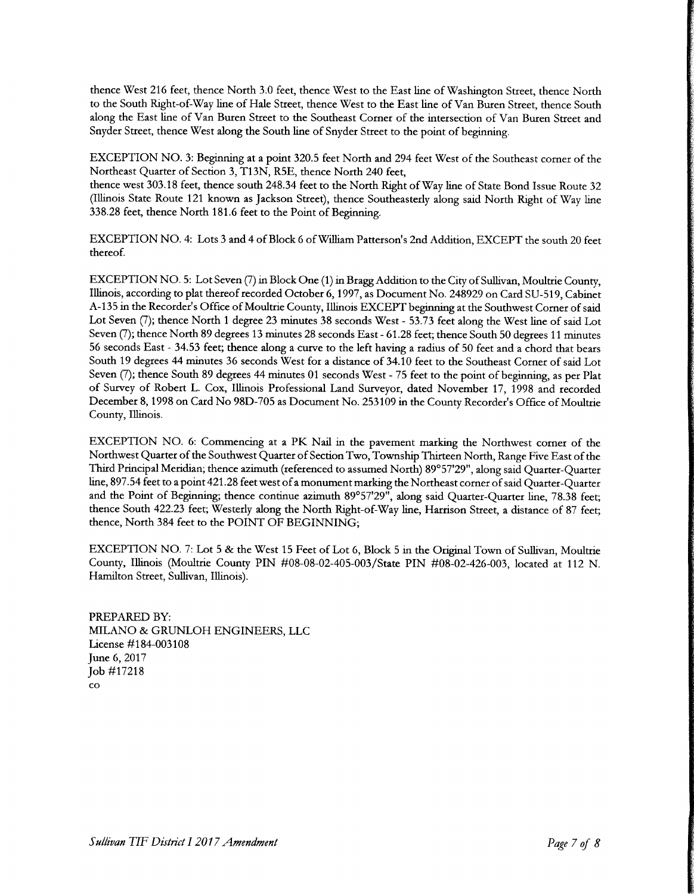thence West 216 feet, thence North 3.0 feet, thence West to the East line of Washington Street, thence North to the South Right-of-Way line of Hale Street, thence West to the East line of Van Buren Street, thence South along the East line of Van Buren Street to the Southeast Corner of the intersection of Van Buren Street and Snyder Street, thence West along the South line of Snyder Street to the point of beginning.

EXCEPTION NO. 3: Beginning at a point 320.5 feet North and 294 feet West of the Southeast corner of the Northeast Quarter of Section 3, T13N, R5E, thence North 240 feet,
thence west 303.18 feet, thence south 248.34 feet to the North Right of Way line of State Bond Issue Route 32 (Illinois State Route 121 known as Jackson Street), thence Southeasterly along said North Right of Way line 338.28 feet, thence North 181.6 feet to the Point of Beginning.

EXCEPTION NO. 4: Lots 3 and 4 of Block 6 of William Patterson's 2nd Addition, EXCEPT the south 20 feet thereof.

EXCEPTION NO. 5: Lot Seven (7) in Block One (1) in Bragg Addition to the City of Sullivan, Moultrie County, Illinois, according to plat thereof recorded October 6, 1997, as Document No. 248929 on Card SU-519, Cabinet A-135 in the Recorder's Office of Moultrie County, Illinois EXCEPT beginning at the Southwest Corner of said Lot Seven (7); thence North 1 degree 23 minutes 38 seconds West - 53.73 feet along the West line of said Lot Seven (7); thence North 89 degrees 13 minutes 28 seconds East - 61.28 feet; thence South 50 degrees 11 minutes 56 seconds East - 34.53 feet; thence along a curve to the left having a radius of 50 feet and a chord that bears South 19 degrees 44 minutes 36 seconds West for a distance of 34.10 feet to the Southeast Corner of said Lot Seven (7); thence South 89 degrees 44 minutes 01 seconds West - 75 feet to the point of beginning, as per Plat of Survey of Robert L. Cox, Illinois Professional Land Surveyor, dated November 17, 1998 and recorded December 8, 1998 on Card No 98D-705 as Document No. 253109 in the County Recorder's Office of Moultrie County, Illinois.

EXCEPTION NO. 6: Commencing at a PK Nail in the pavement marking the Northwest corner of the Northwest Quarter of the Southwest Quarter of Section Two, Township Thirteen North, Range Five East of the Third Principal Meridian; thence azimuth (referenced to assumed North) 89°57'29", along said Quarter-Quarter line, 897.54 feet to a point 421.28 feet west of a monument marking the Northeast corner of said Quarter-Quarter and the Point of Beginning; thence continue azimuth 89°57'29", along said Quarter-Quarter line, 78.38 feet; thence South 422.23 feet; Westerly along the North Right-of-Way line, Harrison Street, a distance of 87 feet; thence, North 384 feet to the POINT OF BEGINNING;

EXCEPTION NO. 7: Lot 5 & the West 15 Feet of Lot 6, Block 5 in the Original Town of Sullivan, Moultrie County, Illinois (Moultrie County PIN #08-08-02-405-003/State PIN #08-02-426-003, located at 112 N. Hamilton Street, Sullivan, Illinois).

PREPARED BY:
MILANO & GRUNLOH ENGINEERS, LLC
License #184-003108
June 6, 2017
Job #17218
co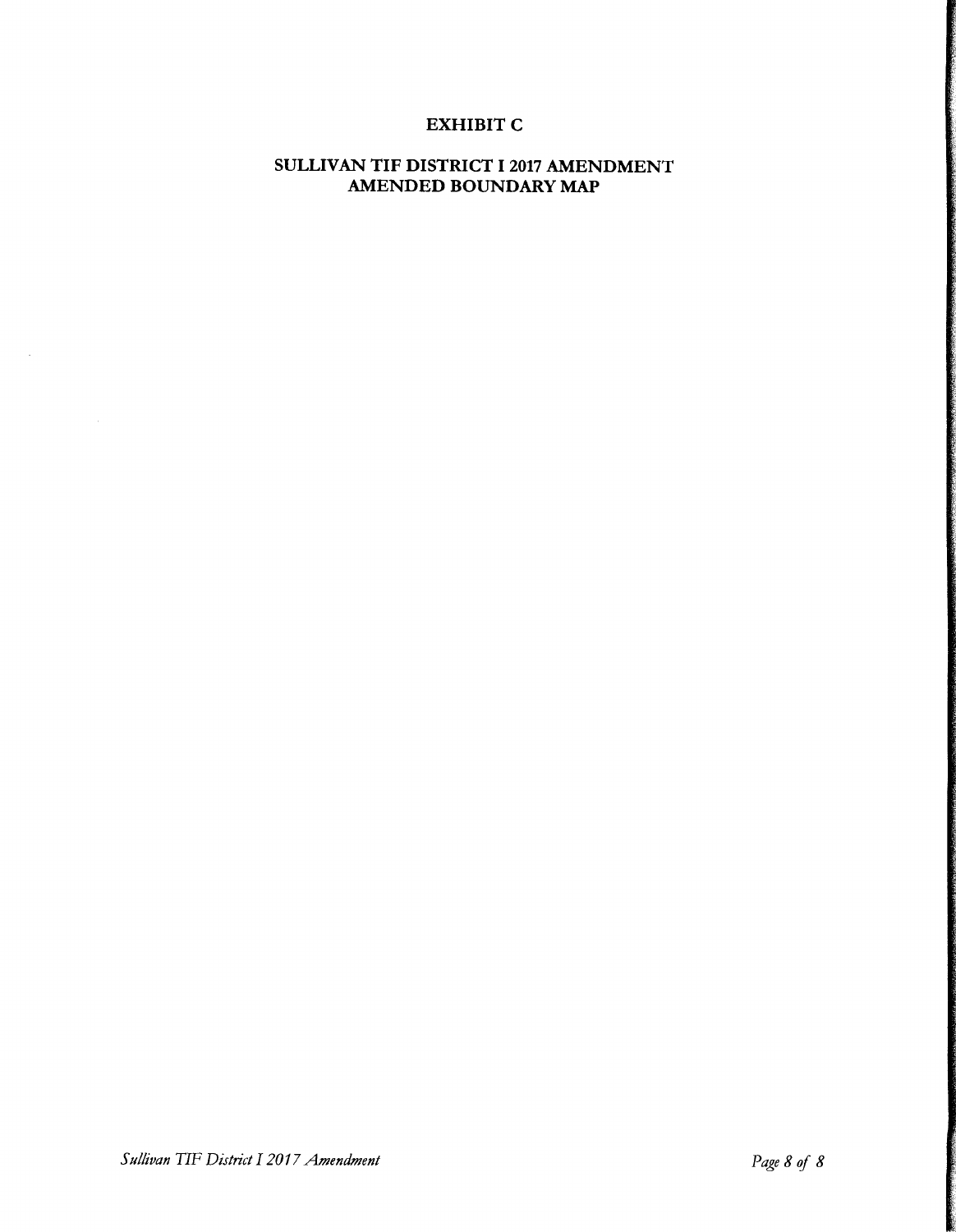# EXHIBIT C

## SULLIVAN TIF DISTRICT I 2017 AMENDMENT
## AMENDED BOUNDARY MAP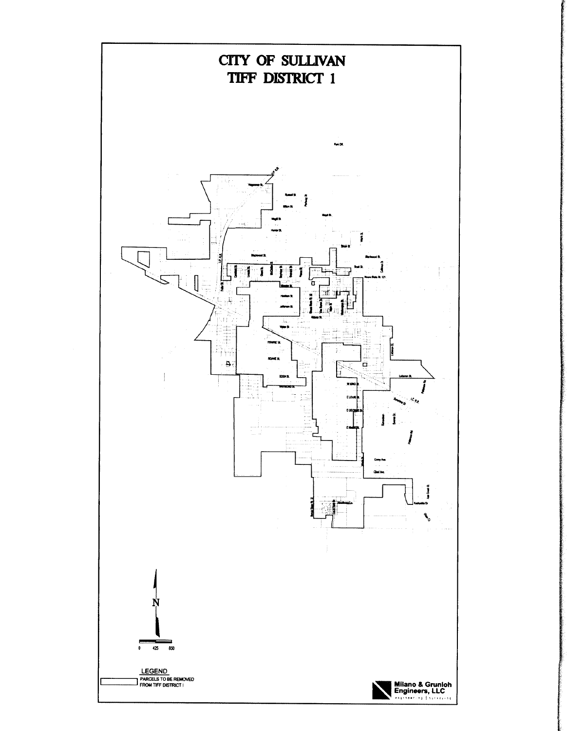# CITY OF SULLIVAN
# TIFF DISTRICT 1

0 425 850

LEGEND

PARCELS TO BE REMOVED FROM TIFF DISTRICT I

Milano & Grunloh Engineers, LLC